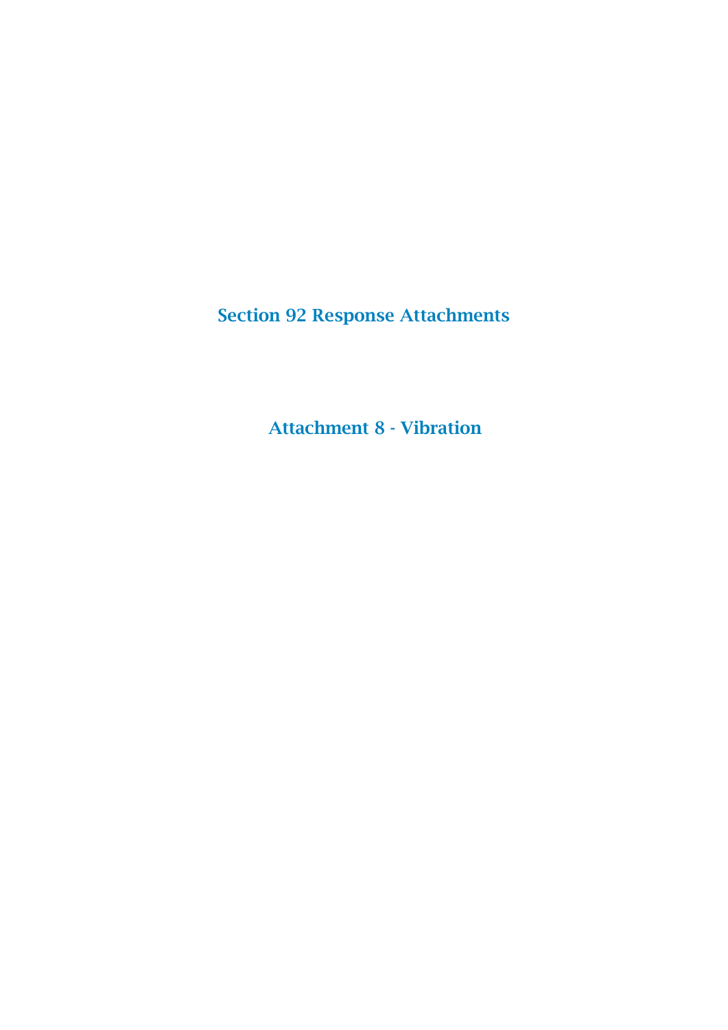# Section 92 Response Attachments

## Attachment 8 - Vibration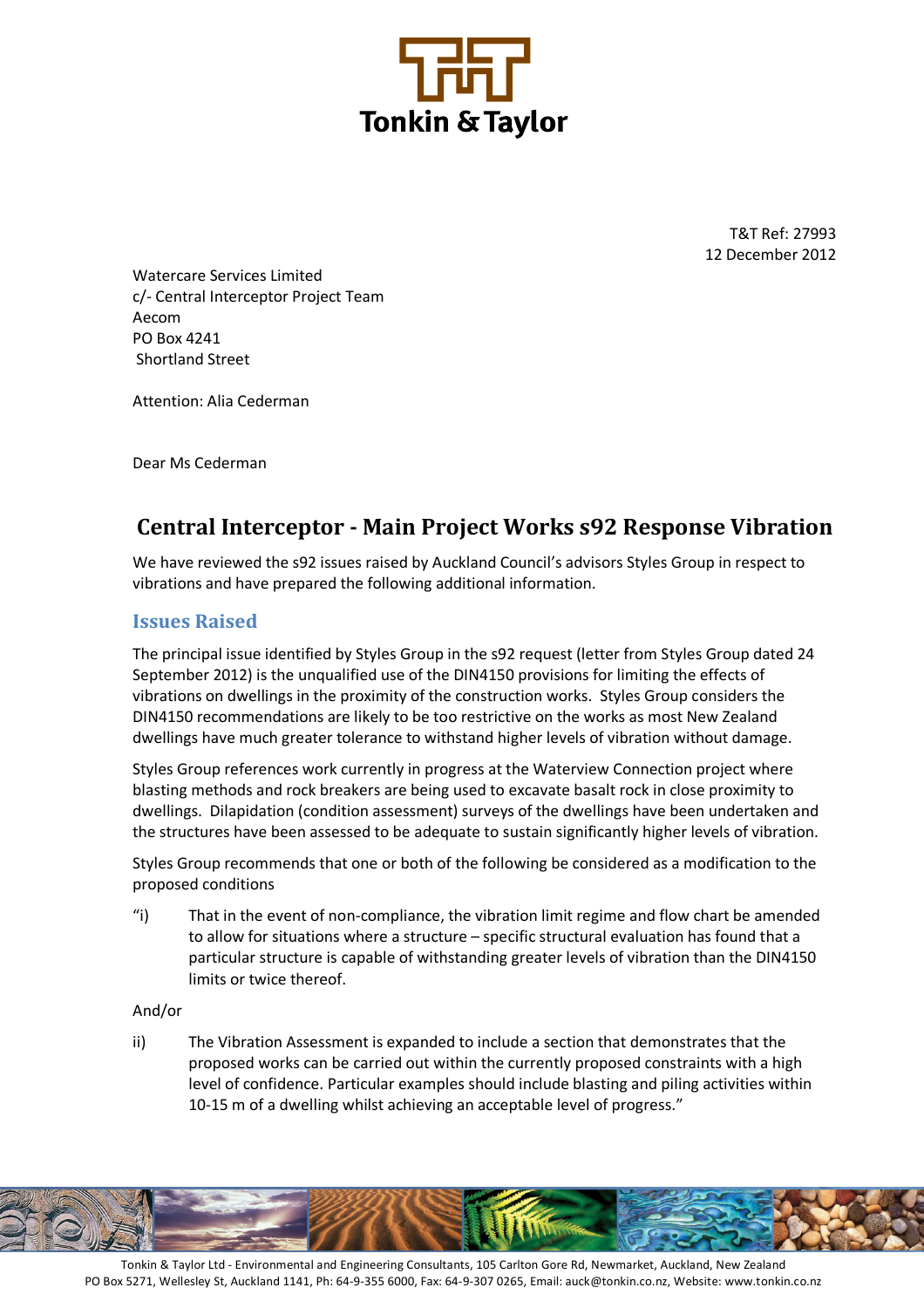T&T Ref: 27993
12 December 2012

Watercare Services Limited
c/- Central Interceptor Project Team
Aecom
PO Box 4241
Shortland Street

Attention: Alia Cederman

Dear Ms Cederman

# Central Interceptor - Main Project Works s92 Response Vibration

We have reviewed the s92 issues raised by Auckland Council's advisors Styles Group in respect to vibrations and have prepared the following additional information.

## Issues Raised

The principal issue identified by Styles Group in the s92 request (letter from Styles Group dated 24 September 2012) is the unqualified use of the DIN4150 provisions for limiting the effects of vibrations on dwellings in the proximity of the construction works. Styles Group considers the DIN4150 recommendations are likely to be too restrictive on the works as most New Zealand dwellings have much greater tolerance to withstand higher levels of vibration without damage.

Styles Group references work currently in progress at the Waterview Connection project where blasting methods and rock breakers are being used to excavate basalt rock in close proximity to dwellings. Dilapidation (condition assessment) surveys of the dwellings have been undertaken and the structures have been assessed to be adequate to sustain significantly higher levels of vibration.

Styles Group recommends that one or both of the following be considered as a modification to the proposed conditions

"i) That in the event of non-compliance, the vibration limit regime and flow chart be amended to allow for situations where a structure – specific structural evaluation has found that a particular structure is capable of withstanding greater levels of vibration than the DIN4150 limits or twice thereof.

And/or

ii) The Vibration Assessment is expanded to include a section that demonstrates that the proposed works can be carried out within the currently proposed constraints with a high level of confidence. Particular examples should include blasting and piling activities within 10-15 m of a dwelling whilst achieving an acceptable level of progress."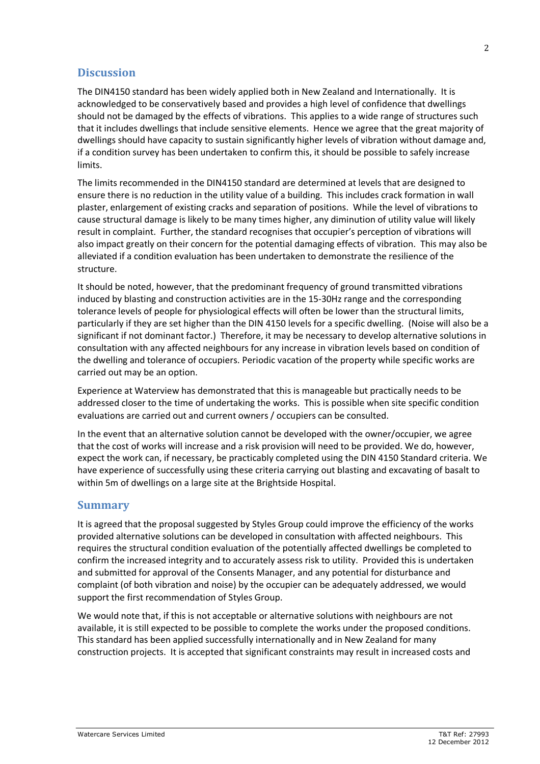## Discussion

The DIN4150 standard has been widely applied both in New Zealand and Internationally. It is acknowledged to be conservatively based and provides a high level of confidence that dwellings should not be damaged by the effects of vibrations. This applies to a wide range of structures such that it includes dwellings that include sensitive elements. Hence we agree that the great majority of dwellings should have capacity to sustain significantly higher levels of vibration without damage and, if a condition survey has been undertaken to confirm this, it should be possible to safely increase limits.

The limits recommended in the DIN4150 standard are determined at levels that are designed to ensure there is no reduction in the utility value of a building. This includes crack formation in wall plaster, enlargement of existing cracks and separation of positions. While the level of vibrations to cause structural damage is likely to be many times higher, any diminution of utility value will likely result in complaint. Further, the standard recognises that occupier's perception of vibrations will also impact greatly on their concern for the potential damaging effects of vibration. This may also be alleviated if a condition evaluation has been undertaken to demonstrate the resilience of the structure.

It should be noted, however, that the predominant frequency of ground transmitted vibrations induced by blasting and construction activities are in the 15-30Hz range and the corresponding tolerance levels of people for physiological effects will often be lower than the structural limits, particularly if they are set higher than the DIN 4150 levels for a specific dwelling. (Noise will also be a significant if not dominant factor.) Therefore, it may be necessary to develop alternative solutions in consultation with any affected neighbours for any increase in vibration levels based on condition of the dwelling and tolerance of occupiers. Periodic vacation of the property while specific works are carried out may be an option.

Experience at Waterview has demonstrated that this is manageable but practically needs to be addressed closer to the time of undertaking the works. This is possible when site specific condition evaluations are carried out and current owners / occupiers can be consulted.

In the event that an alternative solution cannot be developed with the owner/occupier, we agree that the cost of works will increase and a risk provision will need to be provided. We do, however, expect the work can, if necessary, be practicably completed using the DIN 4150 Standard criteria. We have experience of successfully using these criteria carrying out blasting and excavating of basalt to within 5m of dwellings on a large site at the Brightside Hospital.

## Summary

It is agreed that the proposal suggested by Styles Group could improve the efficiency of the works provided alternative solutions can be developed in consultation with affected neighbours. This requires the structural condition evaluation of the potentially affected dwellings be completed to confirm the increased integrity and to accurately assess risk to utility. Provided this is undertaken and submitted for approval of the Consents Manager, and any potential for disturbance and complaint (of both vibration and noise) by the occupier can be adequately addressed, we would support the first recommendation of Styles Group.

We would note that, if this is not acceptable or alternative solutions with neighbours are not available, it is still expected to be possible to complete the works under the proposed conditions. This standard has been applied successfully internationally and in New Zealand for many construction projects. It is accepted that significant constraints may result in increased costs and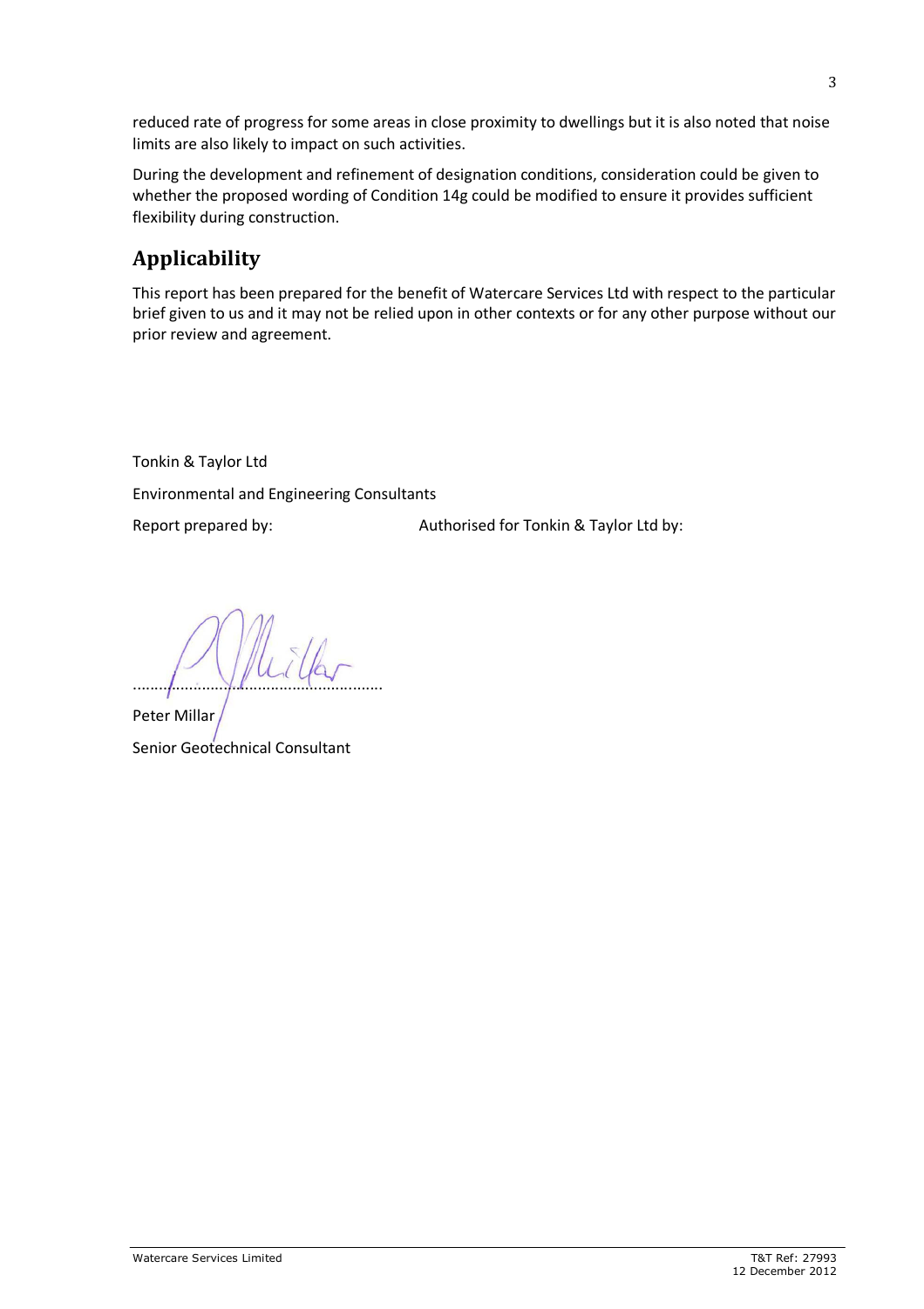reduced rate of progress for some areas in close proximity to dwellings but it is also noted that noise limits are also likely to impact on such activities.

During the development and refinement of designation conditions, consideration could be given to whether the proposed wording of Condition 14g could be modified to ensure it provides sufficient flexibility during construction.

## Applicability

This report has been prepared for the benefit of Watercare Services Ltd with respect to the particular brief given to us and it may not be relied upon in other contexts or for any other purpose without our prior review and agreement.

Tonkin & Taylor Ltd

Environmental and Engineering Consultants

Report prepared by: Authorised for Tonkin & Taylor Ltd by:

.......................................................

Peter Millar

Senior Geotechnical Consultant